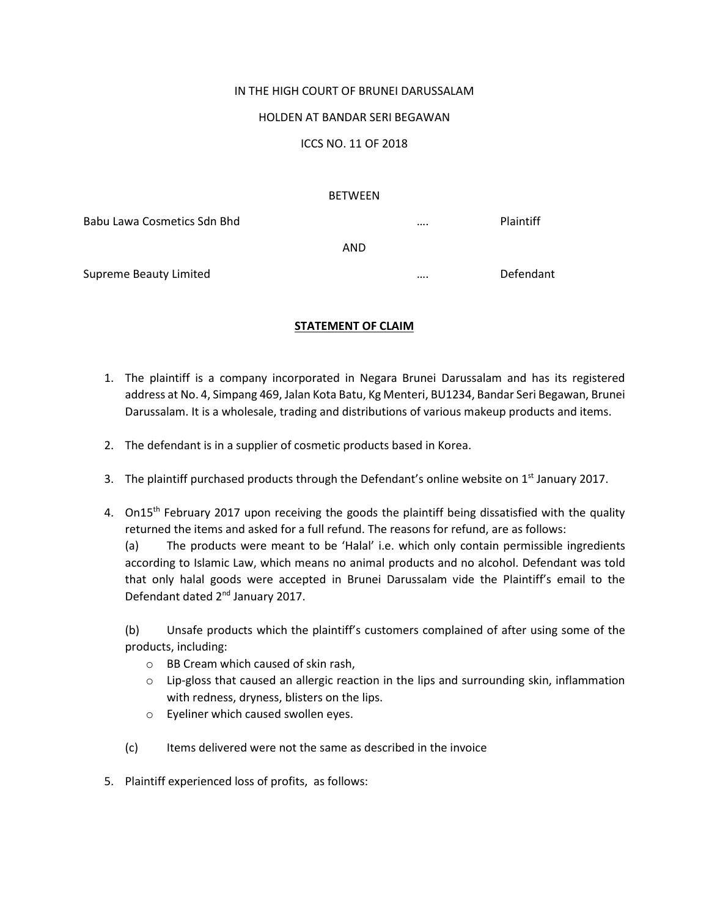IN THE HIGH COURT OF BRUNEI DARUSSALAM

HOLDEN AT BANDAR SERI BEGAWAN

ICCS NO. 11 OF 2018

BETWEEN

| | | |
|---|---|---|
| Babu Lawa Cosmetics Sdn Bhd | …. | Plaintiff |
| | AND | |
| Supreme Beauty Limited | …. | Defendant |

**STATEMENT OF CLAIM**

1. The plaintiff is a company incorporated in Negara Brunei Darussalam and has its registered address at No. 4, Simpang 469, Jalan Kota Batu, Kg Menteri, BU1234, Bandar Seri Begawan, Brunei Darussalam. It is a wholesale, trading and distributions of various makeup products and items.

2. The defendant is in a supplier of cosmetic products based in Korea.

3. The plaintiff purchased products through the Defendant's online website on 1st January 2017.

4. On15th February 2017 upon receiving the goods the plaintiff being dissatisfied with the quality returned the items and asked for a full refund. The reasons for refund, are as follows:

   (a) The products were meant to be 'Halal' i.e. which only contain permissible ingredients according to Islamic Law, which means no animal products and no alcohol. Defendant was told that only halal goods were accepted in Brunei Darussalam vide the Plaintiff's email to the Defendant dated 2nd January 2017.

   (b) Unsafe products which the plaintiff's customers complained of after using some of the products, including:
      - BB Cream which caused of skin rash,
      - Lip-gloss that caused an allergic reaction in the lips and surrounding skin, inflammation with redness, dryness, blisters on the lips.
      - Eyeliner which caused swollen eyes.

   (c) Items delivered were not the same as described in the invoice

5. Plaintiff experienced loss of profits, as follows: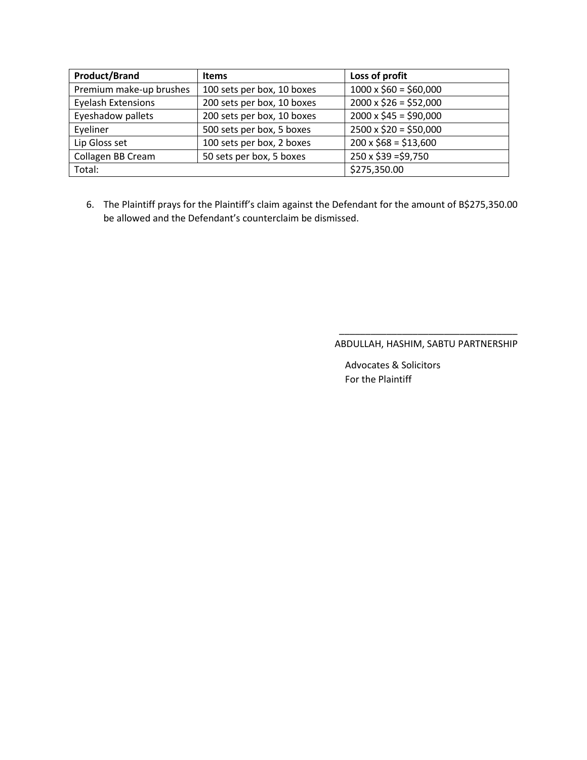| Product/Brand | Items | Loss of profit |
| --- | --- | --- |
| Premium make-up brushes | 100 sets per box, 10 boxes | 1000 x $60 = $60,000 |
| Eyelash Extensions | 200 sets per box, 10 boxes | 2000 x $26 = $52,000 |
| Eyeshadow pallets | 200 sets per box, 10 boxes | 2000 x $45 = $90,000 |
| Eyeliner | 500 sets per box, 5 boxes | 2500 x $20 = $50,000 |
| Lip Gloss set | 100 sets per box, 2 boxes | 200 x $68 = $13,600 |
| Collagen BB Cream | 50 sets per box, 5 boxes | 250 x $39 =$9,750 |
| Total: | | $275,350.00 |

6. The Plaintiff prays for the Plaintiff's claim against the Defendant for the amount of B$275,350.00 be allowed and the Defendant's counterclaim be dismissed.

\_\_\_\_\_\_\_\_\_\_\_\_\_\_\_\_\_\_\_\_\_\_\_\_\_\_\_\_\_\_\_\_\_\_\_

ABDULLAH, HASHIM, SABTU PARTNERSHIP

Advocates & Solicitors
For the Plaintiff